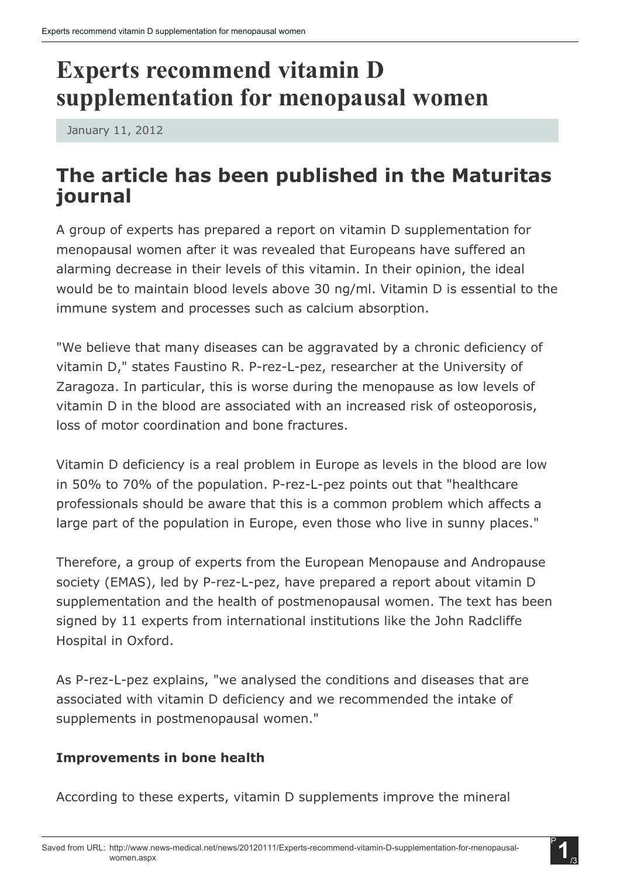# Experts recommend vitamin D supplementation for menopausal women

January 11, 2012

## The article has been published in the Maturitas journal

A group of experts has prepared a report on vitamin D supplementation for menopausal women after it was revealed that Europeans have suffered an alarming decrease in their levels of this vitamin. In their opinion, the ideal would be to maintain blood levels above 30 ng/ml. Vitamin D is essential to the immune system and processes such as calcium absorption.

"We believe that many diseases can be aggravated by a chronic deficiency of vitamin D," states Faustino R. P-rez-L-pez, researcher at the University of Zaragoza. In particular, this is worse during the menopause as low levels of vitamin D in the blood are associated with an increased risk of osteoporosis, loss of motor coordination and bone fractures.

Vitamin D deficiency is a real problem in Europe as levels in the blood are low in 50% to 70% of the population. P-rez-L-pez points out that "healthcare professionals should be aware that this is a common problem which affects a large part of the population in Europe, even those who live in sunny places."

Therefore, a group of experts from the European Menopause and Andropause society (EMAS), led by P-rez-L-pez, have prepared a report about vitamin D supplementation and the health of postmenopausal women. The text has been signed by 11 experts from international institutions like the John Radcliffe Hospital in Oxford.

As P-rez-L-pez explains, "we analysed the conditions and diseases that are associated with vitamin D deficiency and we recommended the intake of supplements in postmenopausal women."

**Improvements in bone health**

According to these experts, vitamin D supplements improve the mineral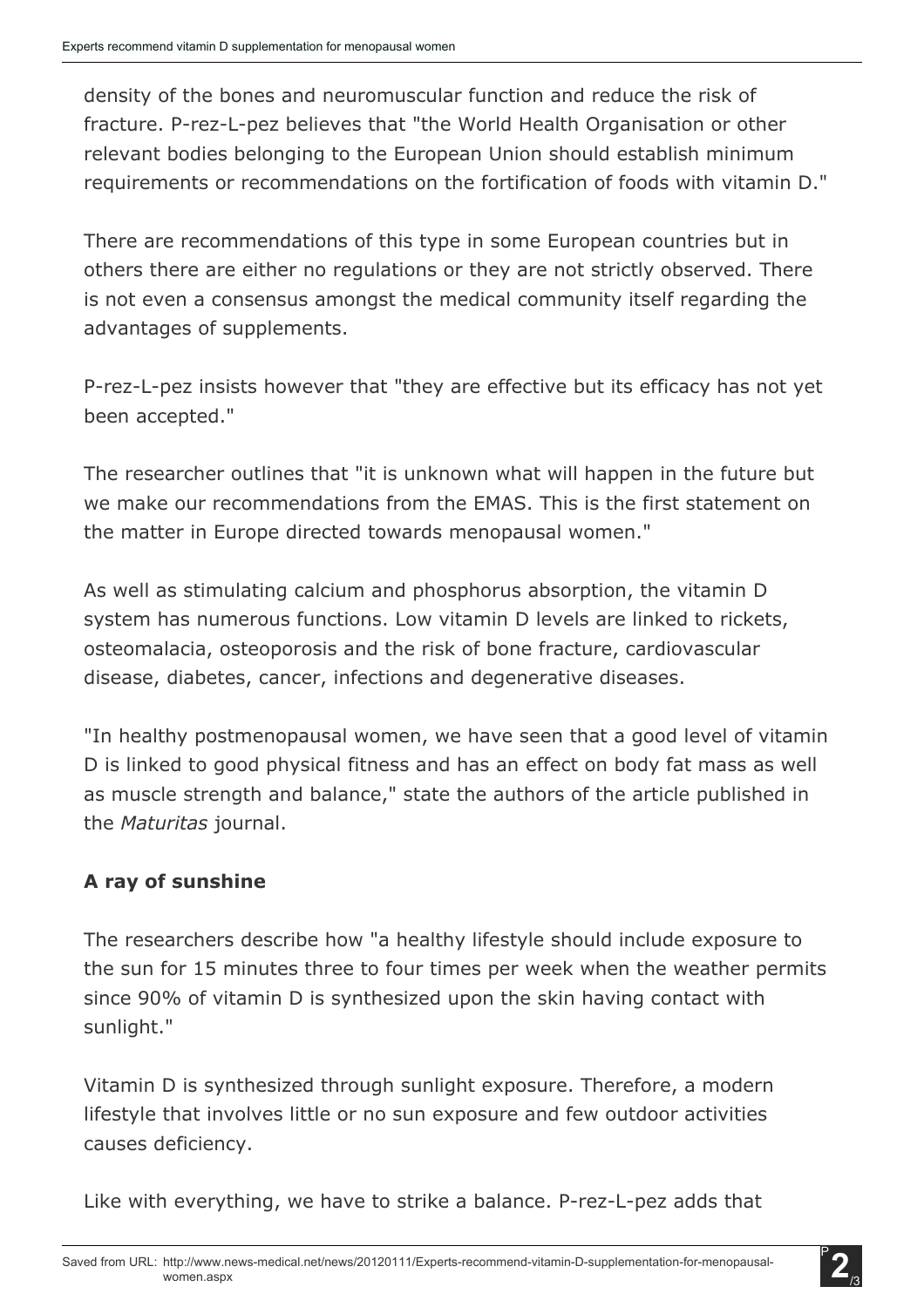density of the bones and neuromuscular function and reduce the risk of fracture. P-rez-L-pez believes that "the World Health Organisation or other relevant bodies belonging to the European Union should establish minimum requirements or recommendations on the fortification of foods with vitamin D."

There are recommendations of this type in some European countries but in others there are either no regulations or they are not strictly observed. There is not even a consensus amongst the medical community itself regarding the advantages of supplements.

P-rez-L-pez insists however that "they are effective but its efficacy has not yet been accepted."

The researcher outlines that "it is unknown what will happen in the future but we make our recommendations from the EMAS. This is the first statement on the matter in Europe directed towards menopausal women."

As well as stimulating calcium and phosphorus absorption, the vitamin D system has numerous functions. Low vitamin D levels are linked to rickets, osteomalacia, osteoporosis and the risk of bone fracture, cardiovascular disease, diabetes, cancer, infections and degenerative diseases.

"In healthy postmenopausal women, we have seen that a good level of vitamin D is linked to good physical fitness and has an effect on body fat mass as well as muscle strength and balance," state the authors of the article published in the *Maturitas* journal.

**A ray of sunshine**

The researchers describe how "a healthy lifestyle should include exposure to the sun for 15 minutes three to four times per week when the weather permits since 90% of vitamin D is synthesized upon the skin having contact with sunlight."

Vitamin D is synthesized through sunlight exposure. Therefore, a modern lifestyle that involves little or no sun exposure and few outdoor activities causes deficiency.

Like with everything, we have to strike a balance. P-rez-L-pez adds that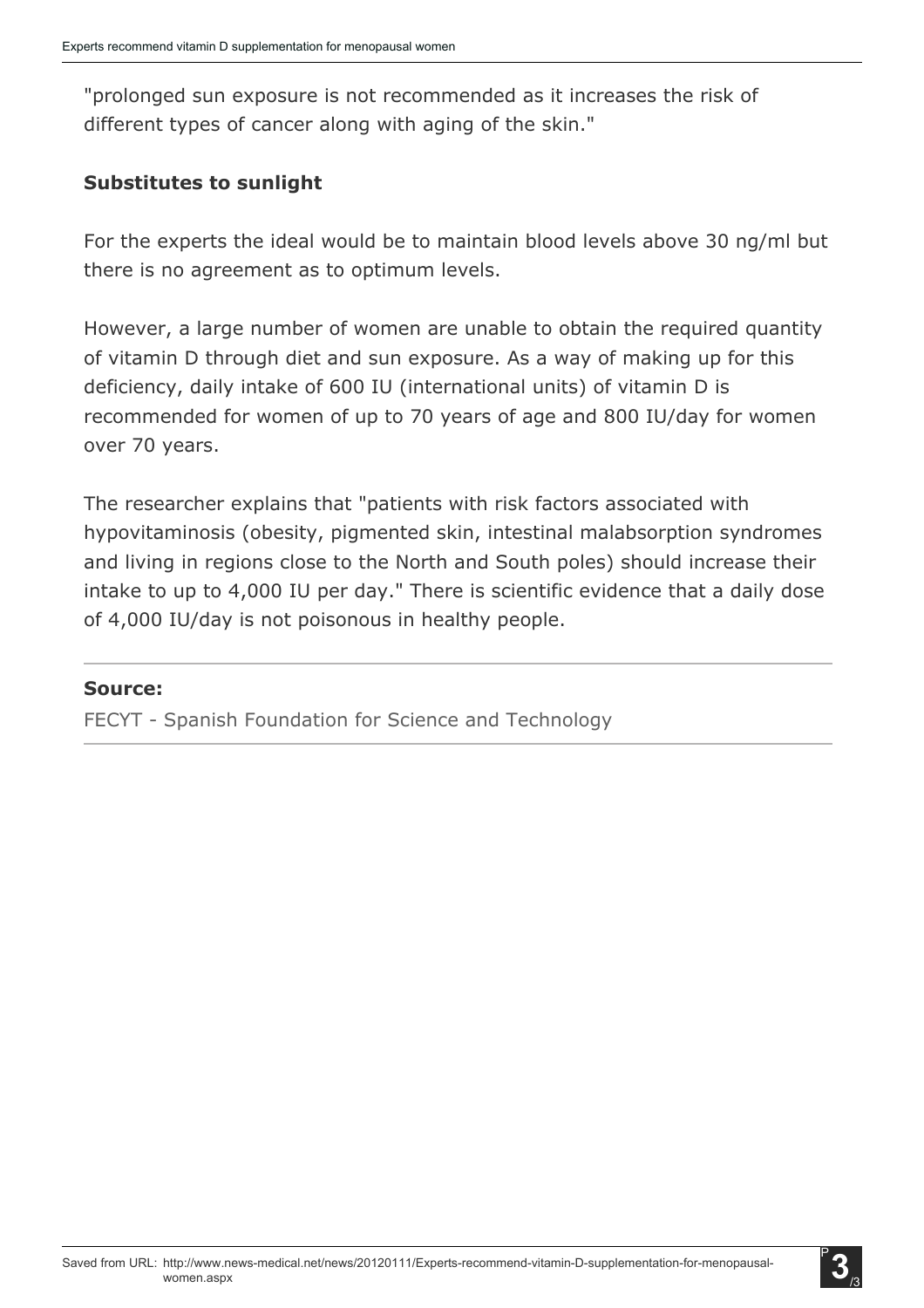"prolonged sun exposure is not recommended as it increases the risk of different types of cancer along with aging of the skin."

## Substitutes to sunlight

For the experts the ideal would be to maintain blood levels above 30 ng/ml but there is no agreement as to optimum levels.

However, a large number of women are unable to obtain the required quantity of vitamin D through diet and sun exposure. As a way of making up for this deficiency, daily intake of 600 IU (international units) of vitamin D is recommended for women of up to 70 years of age and 800 IU/day for women over 70 years.

The researcher explains that "patients with risk factors associated with hypovitaminosis (obesity, pigmented skin, intestinal malabsorption syndromes and living in regions close to the North and South poles) should increase their intake to up to 4,000 IU per day." There is scientific evidence that a daily dose of 4,000 IU/day is not poisonous in healthy people.

---

**Source:**

FECYT - Spanish Foundation for Science and Technology

---

Saved from URL: http://www.news-medical.net/news/20120111/Experts-recommend-vitamin-D-supplementation-for-menopausal-women.aspx